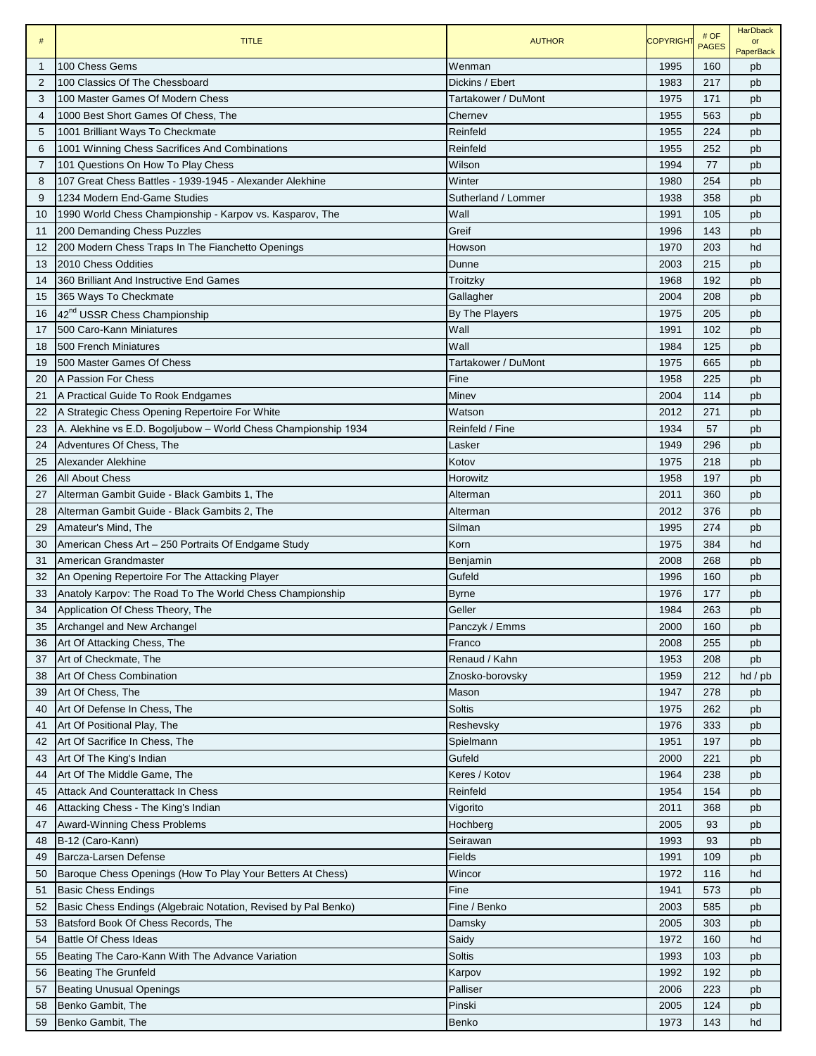| # | TITLE | AUTHOR | COPYRIGHT | # OF PAGES | HarDback or PaperBack |
|---|---|---|---|---|---|
| 1 | 100 Chess Gems | Wenman | 1995 | 160 | pb |
| 2 | 100 Classics Of The Chessboard | Dickins / Ebert | 1983 | 217 | pb |
| 3 | 100 Master Games Of Modern Chess | Tartakower / DuMont | 1975 | 171 | pb |
| 4 | 1000 Best Short Games Of Chess, The | Chernev | 1955 | 563 | pb |
| 5 | 1001 Brilliant Ways To Checkmate | Reinfeld | 1955 | 224 | pb |
| 6 | 1001 Winning Chess Sacrifices And Combinations | Reinfeld | 1955 | 252 | pb |
| 7 | 101 Questions On How To Play Chess | Wilson | 1994 | 77 | pb |
| 8 | 107 Great Chess Battles - 1939-1945 - Alexander Alekhine | Winter | 1980 | 254 | pb |
| 9 | 1234 Modern End-Game Studies | Sutherland / Lommer | 1938 | 358 | pb |
| 10 | 1990 World Chess Championship - Karpov vs. Kasparov, The | Wall | 1991 | 105 | pb |
| 11 | 200 Demanding Chess Puzzles | Greif | 1996 | 143 | pb |
| 12 | 200 Modern Chess Traps In The Fianchetto Openings | Howson | 1970 | 203 | hd |
| 13 | 2010 Chess Oddities | Dunne | 2003 | 215 | pb |
| 14 | 360 Brilliant And Instructive End Games | Troitzky | 1968 | 192 | pb |
| 15 | 365 Ways To Checkmate | Gallagher | 2004 | 208 | pb |
| 16 | 42nd USSR Chess Championship | By The Players | 1975 | 205 | pb |
| 17 | 500 Caro-Kann Miniatures | Wall | 1991 | 102 | pb |
| 18 | 500 French Miniatures | Wall | 1984 | 125 | pb |
| 19 | 500 Master Games Of Chess | Tartakower / DuMont | 1975 | 665 | pb |
| 20 | A Passion For Chess | Fine | 1958 | 225 | pb |
| 21 | A Practical Guide To Rook Endgames | Minev | 2004 | 114 | pb |
| 22 | A Strategic Chess Opening Repertoire For White | Watson | 2012 | 271 | pb |
| 23 | A. Alekhine vs E.D. Bogoljubow – World Chess Championship 1934 | Reinfeld / Fine | 1934 | 57 | pb |
| 24 | Adventures Of Chess, The | Lasker | 1949 | 296 | pb |
| 25 | Alexander Alekhine | Kotov | 1975 | 218 | pb |
| 26 | All About Chess | Horowitz | 1958 | 197 | pb |
| 27 | Alterman Gambit Guide - Black Gambits 1, The | Alterman | 2011 | 360 | pb |
| 28 | Alterman Gambit Guide - Black Gambits 2, The | Alterman | 2012 | 376 | pb |
| 29 | Amateur's Mind, The | Silman | 1995 | 274 | pb |
| 30 | American Chess Art – 250 Portraits Of Endgame Study | Korn | 1975 | 384 | hd |
| 31 | American Grandmaster | Benjamin | 2008 | 268 | pb |
| 32 | An Opening Repertoire For The Attacking Player | Gufeld | 1996 | 160 | pb |
| 33 | Anatoly Karpov: The Road To The World Chess Championship | Byrne | 1976 | 177 | pb |
| 34 | Application Of Chess Theory, The | Geller | 1984 | 263 | pb |
| 35 | Archangel and New Archangel | Panczyk / Emms | 2000 | 160 | pb |
| 36 | Art Of Attacking Chess, The | Franco | 2008 | 255 | pb |
| 37 | Art of Checkmate, The | Renaud / Kahn | 1953 | 208 | pb |
| 38 | Art Of Chess Combination | Znosko-borovsky | 1959 | 212 | hd / pb |
| 39 | Art Of Chess, The | Mason | 1947 | 278 | pb |
| 40 | Art Of Defense In Chess, The | Soltis | 1975 | 262 | pb |
| 41 | Art Of Positional Play, The | Reshevsky | 1976 | 333 | pb |
| 42 | Art Of Sacrifice In Chess, The | Spielmann | 1951 | 197 | pb |
| 43 | Art Of The King's Indian | Gufeld | 2000 | 221 | pb |
| 44 | Art Of The Middle Game, The | Keres / Kotov | 1964 | 238 | pb |
| 45 | Attack And Counterattack In Chess | Reinfeld | 1954 | 154 | pb |
| 46 | Attacking Chess - The King's Indian | Vigorito | 2011 | 368 | pb |
| 47 | Award-Winning Chess Problems | Hochberg | 2005 | 93 | pb |
| 48 | B-12 (Caro-Kann) | Seirawan | 1993 | 93 | pb |
| 49 | Barcza-Larsen Defense | Fields | 1991 | 109 | pb |
| 50 | Baroque Chess Openings (How To Play Your Betters At Chess) | Wincor | 1972 | 116 | hd |
| 51 | Basic Chess Endings | Fine | 1941 | 573 | pb |
| 52 | Basic Chess Endings (Algebraic Notation, Revised by Pal Benko) | Fine / Benko | 2003 | 585 | pb |
| 53 | Batsford Book Of Chess Records, The | Damsky | 2005 | 303 | pb |
| 54 | Battle Of Chess Ideas | Saidy | 1972 | 160 | hd |
| 55 | Beating The Caro-Kann With The Advance Variation | Soltis | 1993 | 103 | pb |
| 56 | Beating The Grunfeld | Karpov | 1992 | 192 | pb |
| 57 | Beating Unusual Openings | Palliser | 2006 | 223 | pb |
| 58 | Benko Gambit, The | Pinski | 2005 | 124 | pb |
| 59 | Benko Gambit, The | Benko | 1973 | 143 | hd |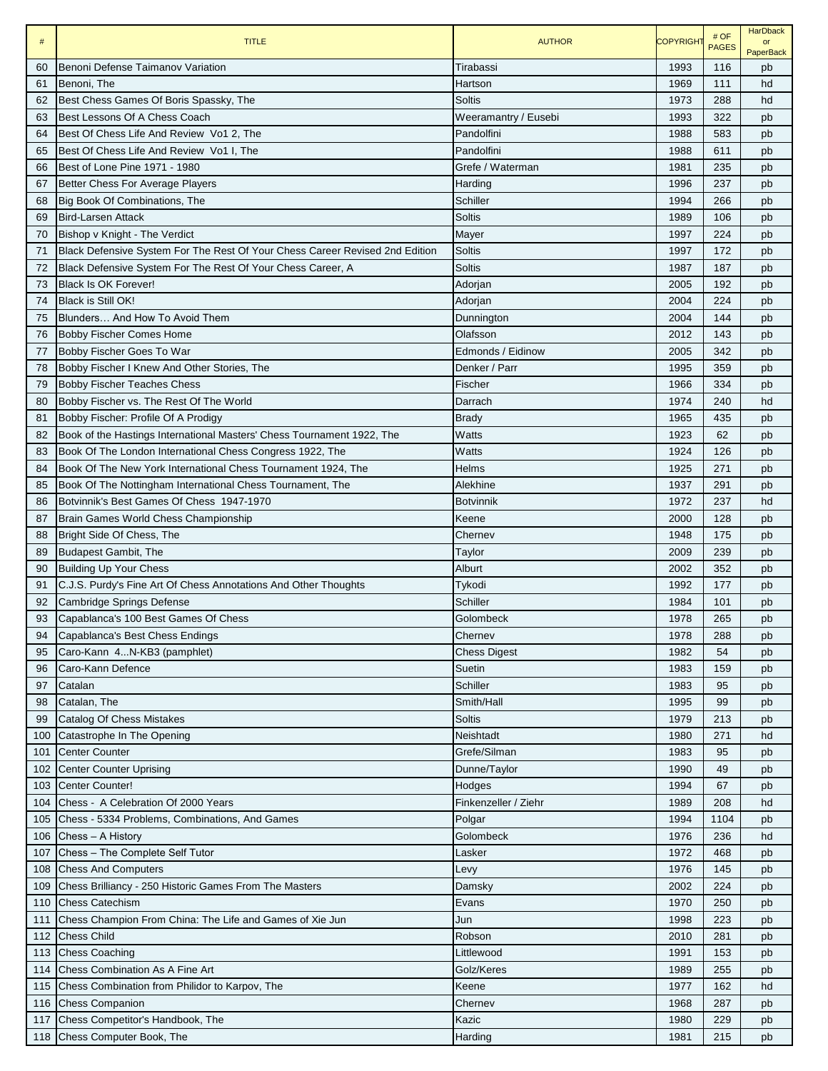| # | TITLE | AUTHOR | COPYRIGHT | # OF PAGES | HarDback or PaperBack |
|---|---|---|---|---|---|
| 60 | Benoni Defense Taimanov Variation | Tirabassi | 1993 | 116 | pb |
| 61 | Benoni, The | Hartson | 1969 | 111 | hd |
| 62 | Best Chess Games Of Boris Spassky, The | Soltis | 1973 | 288 | hd |
| 63 | Best Lessons Of A Chess Coach | Weeramantry / Eusebi | 1993 | 322 | pb |
| 64 | Best Of Chess Life And Review Vo1 2, The | Pandolfini | 1988 | 583 | pb |
| 65 | Best Of Chess Life And Review Vo1 I, The | Pandolfini | 1988 | 611 | pb |
| 66 | Best of Lone Pine 1971 - 1980 | Grefe / Waterman | 1981 | 235 | pb |
| 67 | Better Chess For Average Players | Harding | 1996 | 237 | pb |
| 68 | Big Book Of Combinations, The | Schiller | 1994 | 266 | pb |
| 69 | Bird-Larsen Attack | Soltis | 1989 | 106 | pb |
| 70 | Bishop v Knight - The Verdict | Mayer | 1997 | 224 | pb |
| 71 | Black Defensive System For The Rest Of Your Chess Career Revised 2nd Edition | Soltis | 1997 | 172 | pb |
| 72 | Black Defensive System For The Rest Of Your Chess Career, A | Soltis | 1987 | 187 | pb |
| 73 | Black Is OK Forever! | Adorjan | 2005 | 192 | pb |
| 74 | Black is Still OK! | Adorjan | 2004 | 224 | pb |
| 75 | Blunders… And How To Avoid Them | Dunnington | 2004 | 144 | pb |
| 76 | Bobby Fischer Comes Home | Olafsson | 2012 | 143 | pb |
| 77 | Bobby Fischer Goes To War | Edmonds / Eidinow | 2005 | 342 | pb |
| 78 | Bobby Fischer I Knew And Other Stories, The | Denker / Parr | 1995 | 359 | pb |
| 79 | Bobby Fischer Teaches Chess | Fischer | 1966 | 334 | pb |
| 80 | Bobby Fischer vs. The Rest Of The World | Darrach | 1974 | 240 | hd |
| 81 | Bobby Fischer: Profile Of A Prodigy | Brady | 1965 | 435 | pb |
| 82 | Book of the Hastings International Masters' Chess Tournament 1922, The | Watts | 1923 | 62 | pb |
| 83 | Book Of The London International Chess Congress 1922, The | Watts | 1924 | 126 | pb |
| 84 | Book Of The New York International Chess Tournament 1924, The | Helms | 1925 | 271 | pb |
| 85 | Book Of The Nottingham International Chess Tournament, The | Alekhine | 1937 | 291 | pb |
| 86 | Botvinnik's Best Games Of Chess 1947-1970 | Botvinnik | 1972 | 237 | hd |
| 87 | Brain Games World Chess Championship | Keene | 2000 | 128 | pb |
| 88 | Bright Side Of Chess, The | Chernev | 1948 | 175 | pb |
| 89 | Budapest Gambit, The | Taylor | 2009 | 239 | pb |
| 90 | Building Up Your Chess | Alburt | 2002 | 352 | pb |
| 91 | C.J.S. Purdy's Fine Art Of Chess Annotations And Other Thoughts | Tykodi | 1992 | 177 | pb |
| 92 | Cambridge Springs Defense | Schiller | 1984 | 101 | pb |
| 93 | Capablanca's 100 Best Games Of Chess | Golombeck | 1978 | 265 | pb |
| 94 | Capablanca's Best Chess Endings | Chernev | 1978 | 288 | pb |
| 95 | Caro-Kann 4...N-KB3 (pamphlet) | Chess Digest | 1982 | 54 | pb |
| 96 | Caro-Kann Defence | Suetin | 1983 | 159 | pb |
| 97 | Catalan | Schiller | 1983 | 95 | pb |
| 98 | Catalan, The | Smith/Hall | 1995 | 99 | pb |
| 99 | Catalog Of Chess Mistakes | Soltis | 1979 | 213 | pb |
| 100 | Catastrophe In The Opening | Neishtadt | 1980 | 271 | hd |
| 101 | Center Counter | Grefe/Silman | 1983 | 95 | pb |
| 102 | Center Counter Uprising | Dunne/Taylor | 1990 | 49 | pb |
| 103 | Center Counter! | Hodges | 1994 | 67 | pb |
| 104 | Chess - A Celebration Of 2000 Years | Finkenzeller / Ziehr | 1989 | 208 | hd |
| 105 | Chess - 5334 Problems, Combinations, And Games | Polgar | 1994 | 1104 | pb |
| 106 | Chess – A History | Golombeck | 1976 | 236 | hd |
| 107 | Chess – The Complete Self Tutor | Lasker | 1972 | 468 | pb |
| 108 | Chess And Computers | Levy | 1976 | 145 | pb |
| 109 | Chess Brilliancy - 250 Historic Games From The Masters | Damsky | 2002 | 224 | pb |
| 110 | Chess Catechism | Evans | 1970 | 250 | pb |
| 111 | Chess Champion From China: The Life and Games of Xie Jun | Jun | 1998 | 223 | pb |
| 112 | Chess Child | Robson | 2010 | 281 | pb |
| 113 | Chess Coaching | Littlewood | 1991 | 153 | pb |
| 114 | Chess Combination As A Fine Art | Golz/Keres | 1989 | 255 | pb |
| 115 | Chess Combination from Philidor to Karpov, The | Keene | 1977 | 162 | hd |
| 116 | Chess Companion | Chernev | 1968 | 287 | pb |
| 117 | Chess Competitor's Handbook, The | Kazic | 1980 | 229 | pb |
| 118 | Chess Computer Book, The | Harding | 1981 | 215 | pb |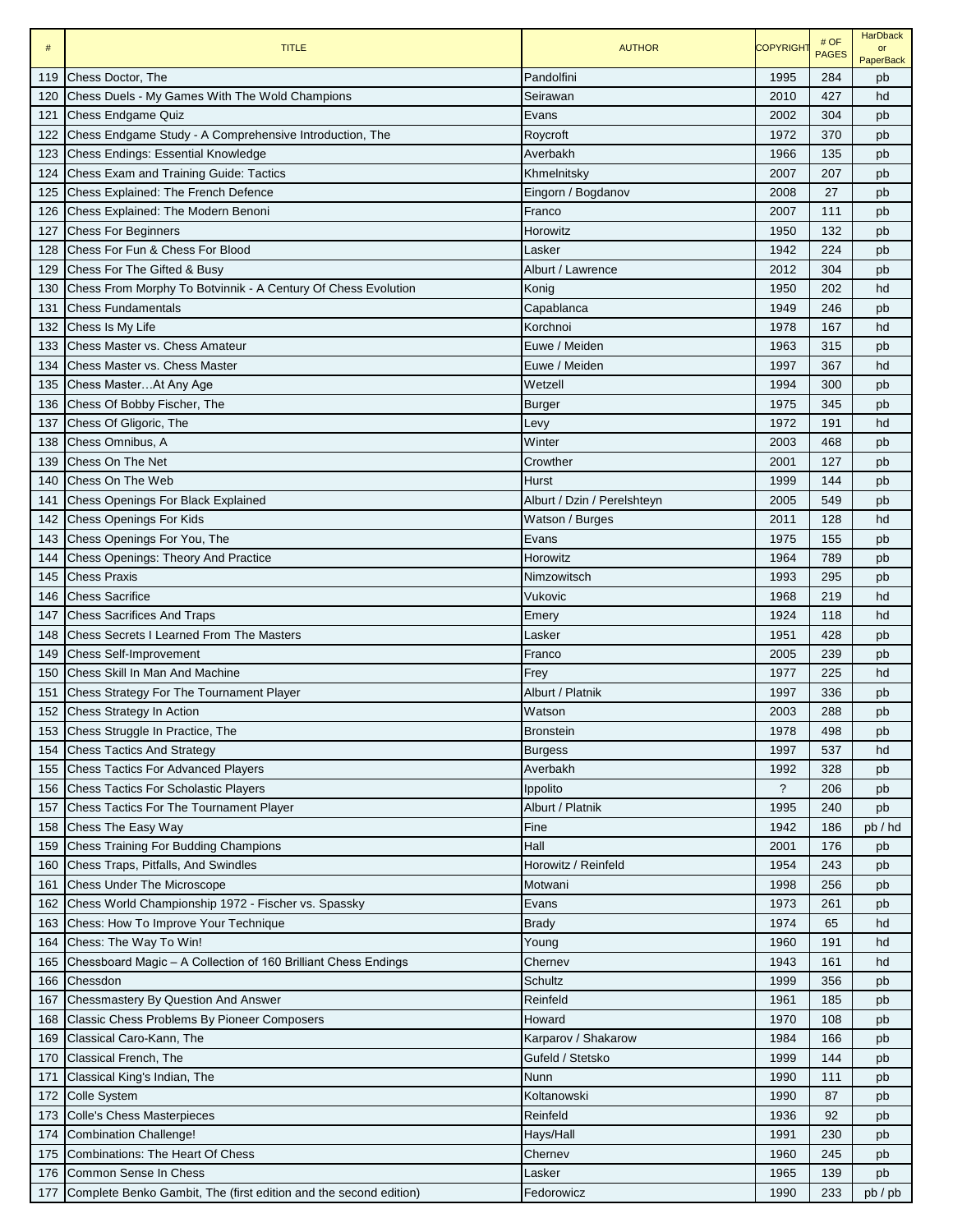| # | TITLE | AUTHOR | COPYRIGHT | # OF PAGES | HarDback or PaperBack |
|---|---|---|---|---|---|
| 119 | Chess Doctor, The | Pandolfini | 1995 | 284 | pb |
| 120 | Chess Duels - My Games With The Wold Champions | Seirawan | 2010 | 427 | hd |
| 121 | Chess Endgame Quiz | Evans | 2002 | 304 | pb |
| 122 | Chess Endgame Study - A Comprehensive Introduction, The | Roycroft | 1972 | 370 | pb |
| 123 | Chess Endings: Essential Knowledge | Averbakh | 1966 | 135 | pb |
| 124 | Chess Exam and Training Guide: Tactics | Khmelnitsky | 2007 | 207 | pb |
| 125 | Chess Explained: The French Defence | Eingorn / Bogdanov | 2008 | 27 | pb |
| 126 | Chess Explained: The Modern Benoni | Franco | 2007 | 111 | pb |
| 127 | Chess For Beginners | Horowitz | 1950 | 132 | pb |
| 128 | Chess For Fun & Chess For Blood | Lasker | 1942 | 224 | pb |
| 129 | Chess For The Gifted & Busy | Alburt / Lawrence | 2012 | 304 | pb |
| 130 | Chess From Morphy To Botvinnik - A Century Of Chess Evolution | Konig | 1950 | 202 | hd |
| 131 | Chess Fundamentals | Capablanca | 1949 | 246 | pb |
| 132 | Chess Is My Life | Korchnoi | 1978 | 167 | hd |
| 133 | Chess Master vs. Chess Amateur | Euwe / Meiden | 1963 | 315 | pb |
| 134 | Chess Master vs. Chess Master | Euwe / Meiden | 1997 | 367 | hd |
| 135 | Chess Master…At Any Age | Wetzell | 1994 | 300 | pb |
| 136 | Chess Of Bobby Fischer, The | Burger | 1975 | 345 | pb |
| 137 | Chess Of Gligoric, The | Levy | 1972 | 191 | hd |
| 138 | Chess Omnibus, A | Winter | 2003 | 468 | pb |
| 139 | Chess On The Net | Crowther | 2001 | 127 | pb |
| 140 | Chess On The Web | Hurst | 1999 | 144 | pb |
| 141 | Chess Openings For Black Explained | Alburt / Dzin / Perelshteyn | 2005 | 549 | pb |
| 142 | Chess Openings For Kids | Watson / Burges | 2011 | 128 | hd |
| 143 | Chess Openings For You, The | Evans | 1975 | 155 | pb |
| 144 | Chess Openings: Theory And Practice | Horowitz | 1964 | 789 | pb |
| 145 | Chess Praxis | Nimzowitsch | 1993 | 295 | pb |
| 146 | Chess Sacrifice | Vukovic | 1968 | 219 | hd |
| 147 | Chess Sacrifices And Traps | Emery | 1924 | 118 | hd |
| 148 | Chess Secrets I Learned From The Masters | Lasker | 1951 | 428 | pb |
| 149 | Chess Self-Improvement | Franco | 2005 | 239 | pb |
| 150 | Chess Skill In Man And Machine | Frey | 1977 | 225 | hd |
| 151 | Chess Strategy For The Tournament Player | Alburt / Platnik | 1997 | 336 | pb |
| 152 | Chess Strategy In Action | Watson | 2003 | 288 | pb |
| 153 | Chess Struggle In Practice, The | Bronstein | 1978 | 498 | pb |
| 154 | Chess Tactics And Strategy | Burgess | 1997 | 537 | hd |
| 155 | Chess Tactics For Advanced Players | Averbakh | 1992 | 328 | pb |
| 156 | Chess Tactics For Scholastic Players | Ippolito | ? | 206 | pb |
| 157 | Chess Tactics For The Tournament Player | Alburt / Platnik | 1995 | 240 | pb |
| 158 | Chess The Easy Way | Fine | 1942 | 186 | pb / hd |
| 159 | Chess Training For Budding Champions | Hall | 2001 | 176 | pb |
| 160 | Chess Traps, Pitfalls, And Swindles | Horowitz / Reinfeld | 1954 | 243 | pb |
| 161 | Chess Under The Microscope | Motwani | 1998 | 256 | pb |
| 162 | Chess World Championship 1972 - Fischer vs. Spassky | Evans | 1973 | 261 | pb |
| 163 | Chess: How To Improve Your Technique | Brady | 1974 | 65 | hd |
| 164 | Chess: The Way To Win! | Young | 1960 | 191 | hd |
| 165 | Chessboard Magic – A Collection of 160 Brilliant Chess Endings | Chernev | 1943 | 161 | hd |
| 166 | Chessdon | Schultz | 1999 | 356 | pb |
| 167 | Chessmastery By Question And Answer | Reinfeld | 1961 | 185 | pb |
| 168 | Classic Chess Problems By Pioneer Composers | Howard | 1970 | 108 | pb |
| 169 | Classical Caro-Kann, The | Karparov / Shakarow | 1984 | 166 | pb |
| 170 | Classical French, The | Gufeld / Stetsko | 1999 | 144 | pb |
| 171 | Classical King's Indian, The | Nunn | 1990 | 111 | pb |
| 172 | Colle System | Koltanowski | 1990 | 87 | pb |
| 173 | Colle's Chess Masterpieces | Reinfeld | 1936 | 92 | pb |
| 174 | Combination Challenge! | Hays/Hall | 1991 | 230 | pb |
| 175 | Combinations: The Heart Of Chess | Chernev | 1960 | 245 | pb |
| 176 | Common Sense In Chess | Lasker | 1965 | 139 | pb |
| 177 | Complete Benko Gambit, The (first edition and the second edition) | Fedorowicz | 1990 | 233 | pb / pb |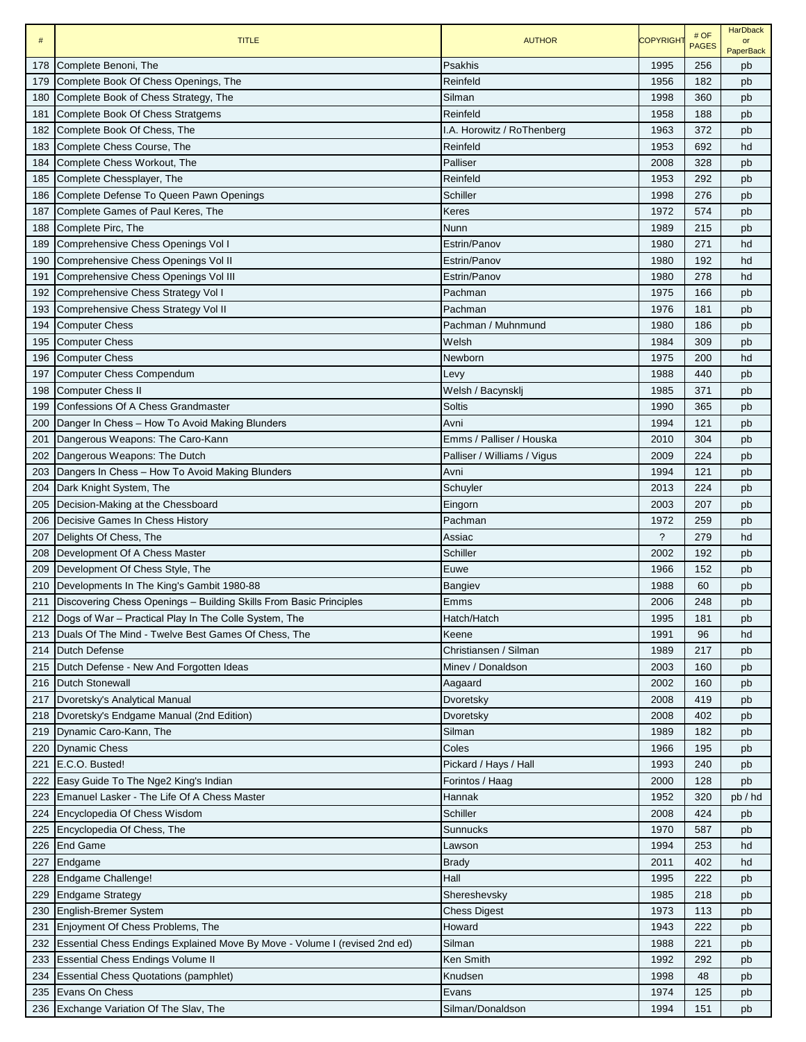| # | TITLE | AUTHOR | COPYRIGHT | # OF PAGES | HarDback or PaperBack |
|---|---|---|---|---|---|
| 178 | Complete Benoni, The | Psakhis | 1995 | 256 | pb |
| 179 | Complete Book Of Chess Openings, The | Reinfeld | 1956 | 182 | pb |
| 180 | Complete Book of Chess Strategy, The | Silman | 1998 | 360 | pb |
| 181 | Complete Book Of Chess Stratgems | Reinfeld | 1958 | 188 | pb |
| 182 | Complete Book Of Chess, The | I.A. Horowitz / RoThenberg | 1963 | 372 | pb |
| 183 | Complete Chess Course, The | Reinfeld | 1953 | 692 | hd |
| 184 | Complete Chess Workout, The | Palliser | 2008 | 328 | pb |
| 185 | Complete Chessplayer, The | Reinfeld | 1953 | 292 | pb |
| 186 | Complete Defense To Queen Pawn Openings | Schiller | 1998 | 276 | pb |
| 187 | Complete Games of Paul Keres, The | Keres | 1972 | 574 | pb |
| 188 | Complete Pirc, The | Nunn | 1989 | 215 | pb |
| 189 | Comprehensive Chess Openings Vol I | Estrin/Panov | 1980 | 271 | hd |
| 190 | Comprehensive Chess Openings Vol II | Estrin/Panov | 1980 | 192 | hd |
| 191 | Comprehensive Chess Openings Vol III | Estrin/Panov | 1980 | 278 | hd |
| 192 | Comprehensive Chess Strategy Vol I | Pachman | 1975 | 166 | pb |
| 193 | Comprehensive Chess Strategy Vol II | Pachman | 1976 | 181 | pb |
| 194 | Computer Chess | Pachman / Muhnmund | 1980 | 186 | pb |
| 195 | Computer Chess | Welsh | 1984 | 309 | pb |
| 196 | Computer Chess | Newborn | 1975 | 200 | hd |
| 197 | Computer Chess Compendum | Levy | 1988 | 440 | pb |
| 198 | Computer Chess II | Welsh / Bacynsklj | 1985 | 371 | pb |
| 199 | Confessions Of A Chess Grandmaster | Soltis | 1990 | 365 | pb |
| 200 | Danger In Chess – How To Avoid Making Blunders | Avni | 1994 | 121 | pb |
| 201 | Dangerous Weapons: The Caro-Kann | Emms / Palliser / Houska | 2010 | 304 | pb |
| 202 | Dangerous Weapons: The Dutch | Palliser / Williams / Vigus | 2009 | 224 | pb |
| 203 | Dangers In Chess – How To Avoid Making Blunders | Avni | 1994 | 121 | pb |
| 204 | Dark Knight System, The | Schuyler | 2013 | 224 | pb |
| 205 | Decision-Making at the Chessboard | Eingorn | 2003 | 207 | pb |
| 206 | Decisive Games In Chess History | Pachman | 1972 | 259 | pb |
| 207 | Delights Of Chess, The | Assiac | ? | 279 | hd |
| 208 | Development Of A Chess Master | Schiller | 2002 | 192 | pb |
| 209 | Development Of Chess Style, The | Euwe | 1966 | 152 | pb |
| 210 | Developments In The King's Gambit 1980-88 | Bangiev | 1988 | 60 | pb |
| 211 | Discovering Chess Openings – Building Skills From Basic Principles | Emms | 2006 | 248 | pb |
| 212 | Dogs of War – Practical Play In The Colle System, The | Hatch/Hatch | 1995 | 181 | pb |
| 213 | Duals Of The Mind - Twelve Best Games Of Chess, The | Keene | 1991 | 96 | hd |
| 214 | Dutch Defense | Christiansen / Silman | 1989 | 217 | pb |
| 215 | Dutch Defense - New And Forgotten Ideas | Minev / Donaldson | 2003 | 160 | pb |
| 216 | Dutch Stonewall | Aagaard | 2002 | 160 | pb |
| 217 | Dvoretsky's Analytical Manual | Dvoretsky | 2008 | 419 | pb |
| 218 | Dvoretsky's Endgame Manual (2nd Edition) | Dvoretsky | 2008 | 402 | pb |
| 219 | Dynamic Caro-Kann, The | Silman | 1989 | 182 | pb |
| 220 | Dynamic Chess | Coles | 1966 | 195 | pb |
| 221 | E.C.O. Busted! | Pickard / Hays / Hall | 1993 | 240 | pb |
| 222 | Easy Guide To The Nge2 King's Indian | Forintos / Haag | 2000 | 128 | pb |
| 223 | Emanuel Lasker - The Life Of A Chess Master | Hannak | 1952 | 320 | pb / hd |
| 224 | Encyclopedia Of Chess Wisdom | Schiller | 2008 | 424 | pb |
| 225 | Encyclopedia Of Chess, The | Sunnucks | 1970 | 587 | pb |
| 226 | End Game | Lawson | 1994 | 253 | hd |
| 227 | Endgame | Brady | 2011 | 402 | hd |
| 228 | Endgame Challenge! | Hall | 1995 | 222 | pb |
| 229 | Endgame Strategy | Shereshevsky | 1985 | 218 | pb |
| 230 | English-Bremer System | Chess Digest | 1973 | 113 | pb |
| 231 | Enjoyment Of Chess Problems, The | Howard | 1943 | 222 | pb |
| 232 | Essential Chess Endings Explained Move By Move - Volume I (revised 2nd ed) | Silman | 1988 | 221 | pb |
| 233 | Essential Chess Endings Volume II | Ken Smith | 1992 | 292 | pb |
| 234 | Essential Chess Quotations (pamphlet) | Knudsen | 1998 | 48 | pb |
| 235 | Evans On Chess | Evans | 1974 | 125 | pb |
| 236 | Exchange Variation Of The Slav, The | Silman/Donaldson | 1994 | 151 | pb |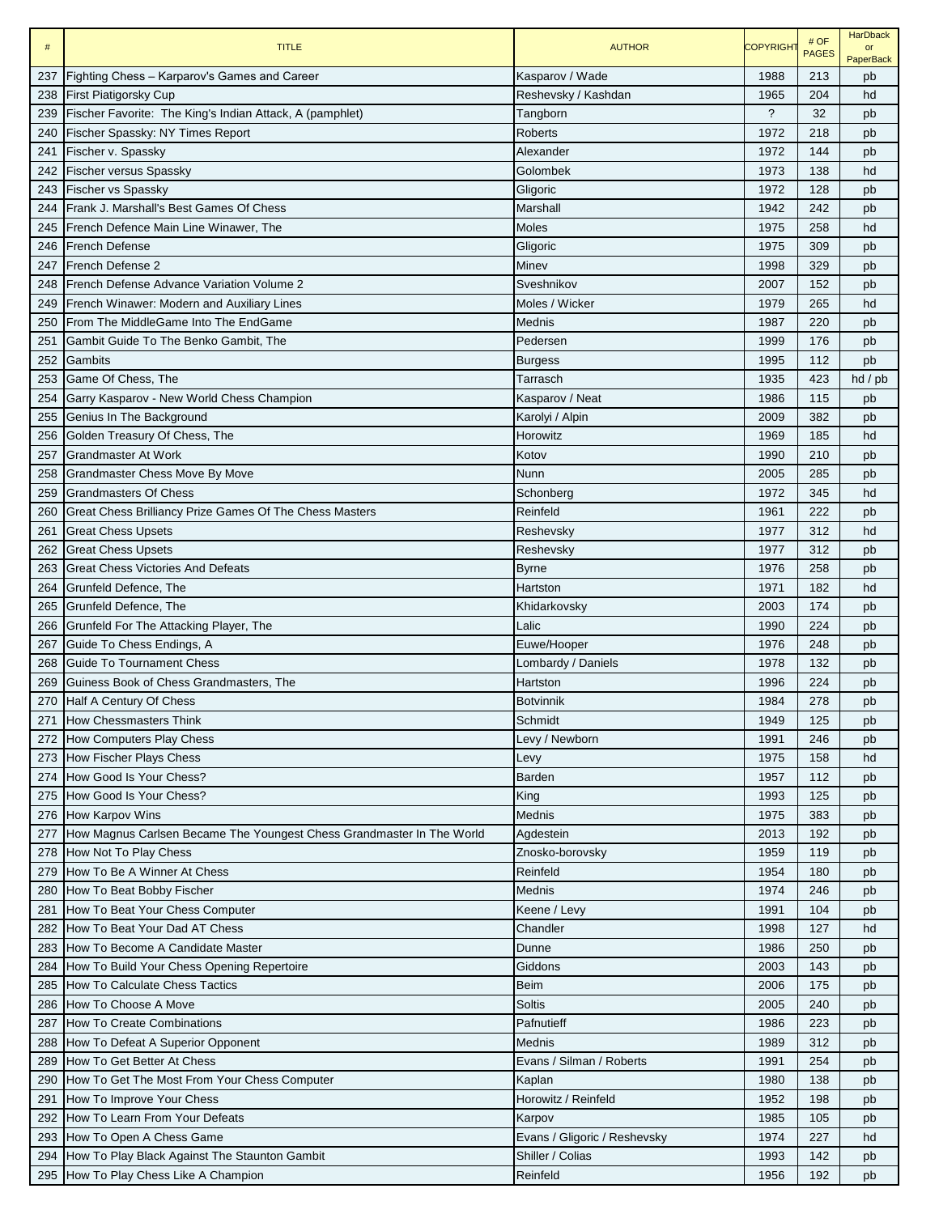| # | TITLE | AUTHOR | COPYRIGHT | # OF PAGES | HarDback or PaperBack |
|---|---|---|---|---|---|
| 237 | Fighting Chess – Karparov's Games and Career | Kasparov / Wade | 1988 | 213 | pb |
| 238 | First Piatigorsky Cup | Reshevsky / Kashdan | 1965 | 204 | hd |
| 239 | Fischer Favorite: The King's Indian Attack, A (pamphlet) | Tangborn | ? | 32 | pb |
| 240 | Fischer Spassky: NY Times Report | Roberts | 1972 | 218 | pb |
| 241 | Fischer v. Spassky | Alexander | 1972 | 144 | pb |
| 242 | Fischer versus Spassky | Golombek | 1973 | 138 | hd |
| 243 | Fischer vs Spassky | Gligoric | 1972 | 128 | pb |
| 244 | Frank J. Marshall's Best Games Of Chess | Marshall | 1942 | 242 | pb |
| 245 | French Defence Main Line Winawer, The | Moles | 1975 | 258 | hd |
| 246 | French Defense | Gligoric | 1975 | 309 | pb |
| 247 | French Defense 2 | Minev | 1998 | 329 | pb |
| 248 | French Defense Advance Variation Volume 2 | Sveshnikov | 2007 | 152 | pb |
| 249 | French Winawer: Modern and Auxiliary Lines | Moles / Wicker | 1979 | 265 | hd |
| 250 | From The MiddleGame Into The EndGame | Mednis | 1987 | 220 | pb |
| 251 | Gambit Guide To The Benko Gambit, The | Pedersen | 1999 | 176 | pb |
| 252 | Gambits | Burgess | 1995 | 112 | pb |
| 253 | Game Of Chess, The | Tarrasch | 1935 | 423 | hd / pb |
| 254 | Garry Kasparov - New World Chess Champion | Kasparov / Neat | 1986 | 115 | pb |
| 255 | Genius In The Background | Karolyi / Alpin | 2009 | 382 | pb |
| 256 | Golden Treasury Of Chess, The | Horowitz | 1969 | 185 | hd |
| 257 | Grandmaster At Work | Kotov | 1990 | 210 | pb |
| 258 | Grandmaster Chess Move By Move | Nunn | 2005 | 285 | pb |
| 259 | Grandmasters Of Chess | Schonberg | 1972 | 345 | hd |
| 260 | Great Chess Brilliancy Prize Games Of The Chess Masters | Reinfeld | 1961 | 222 | pb |
| 261 | Great Chess Upsets | Reshevsky | 1977 | 312 | hd |
| 262 | Great Chess Upsets | Reshevsky | 1977 | 312 | pb |
| 263 | Great Chess Victories And Defeats | Byrne | 1976 | 258 | pb |
| 264 | Grunfeld Defence, The | Hartston | 1971 | 182 | hd |
| 265 | Grunfeld Defence, The | Khidarkovsky | 2003 | 174 | pb |
| 266 | Grunfeld For The Attacking Player, The | Lalic | 1990 | 224 | pb |
| 267 | Guide To Chess Endings, A | Euwe/Hooper | 1976 | 248 | pb |
| 268 | Guide To Tournament Chess | Lombardy / Daniels | 1978 | 132 | pb |
| 269 | Guiness Book of Chess Grandmasters, The | Hartston | 1996 | 224 | pb |
| 270 | Half A Century Of Chess | Botvinnik | 1984 | 278 | pb |
| 271 | How Chessmasters Think | Schmidt | 1949 | 125 | pb |
| 272 | How Computers Play Chess | Levy / Newborn | 1991 | 246 | pb |
| 273 | How Fischer Plays Chess | Levy | 1975 | 158 | hd |
| 274 | How Good Is Your Chess? | Barden | 1957 | 112 | pb |
| 275 | How Good Is Your Chess? | King | 1993 | 125 | pb |
| 276 | How Karpov Wins | Mednis | 1975 | 383 | pb |
| 277 | How Magnus Carlsen Became The Youngest Chess Grandmaster In The World | Agdestein | 2013 | 192 | pb |
| 278 | How Not To Play Chess | Znosko-borovsky | 1959 | 119 | pb |
| 279 | How To Be A Winner At Chess | Reinfeld | 1954 | 180 | pb |
| 280 | How To Beat Bobby Fischer | Mednis | 1974 | 246 | pb |
| 281 | How To Beat Your Chess Computer | Keene / Levy | 1991 | 104 | pb |
| 282 | How To Beat Your Dad AT Chess | Chandler | 1998 | 127 | hd |
| 283 | How To Become A Candidate Master | Dunne | 1986 | 250 | pb |
| 284 | How To Build Your Chess Opening Repertoire | Giddons | 2003 | 143 | pb |
| 285 | How To Calculate Chess Tactics | Beim | 2006 | 175 | pb |
| 286 | How To Choose A Move | Soltis | 2005 | 240 | pb |
| 287 | How To Create Combinations | Pafnutieff | 1986 | 223 | pb |
| 288 | How To Defeat A Superior Opponent | Mednis | 1989 | 312 | pb |
| 289 | How To Get Better At Chess | Evans / Silman / Roberts | 1991 | 254 | pb |
| 290 | How To Get The Most From Your Chess Computer | Kaplan | 1980 | 138 | pb |
| 291 | How To Improve Your Chess | Horowitz / Reinfeld | 1952 | 198 | pb |
| 292 | How To Learn From Your Defeats | Karpov | 1985 | 105 | pb |
| 293 | How To Open A Chess Game | Evans / Gligoric / Reshevsky | 1974 | 227 | hd |
| 294 | How To Play Black Against The Staunton Gambit | Shiller / Colias | 1993 | 142 | pb |
| 295 | How To Play Chess Like A Champion | Reinfeld | 1956 | 192 | pb |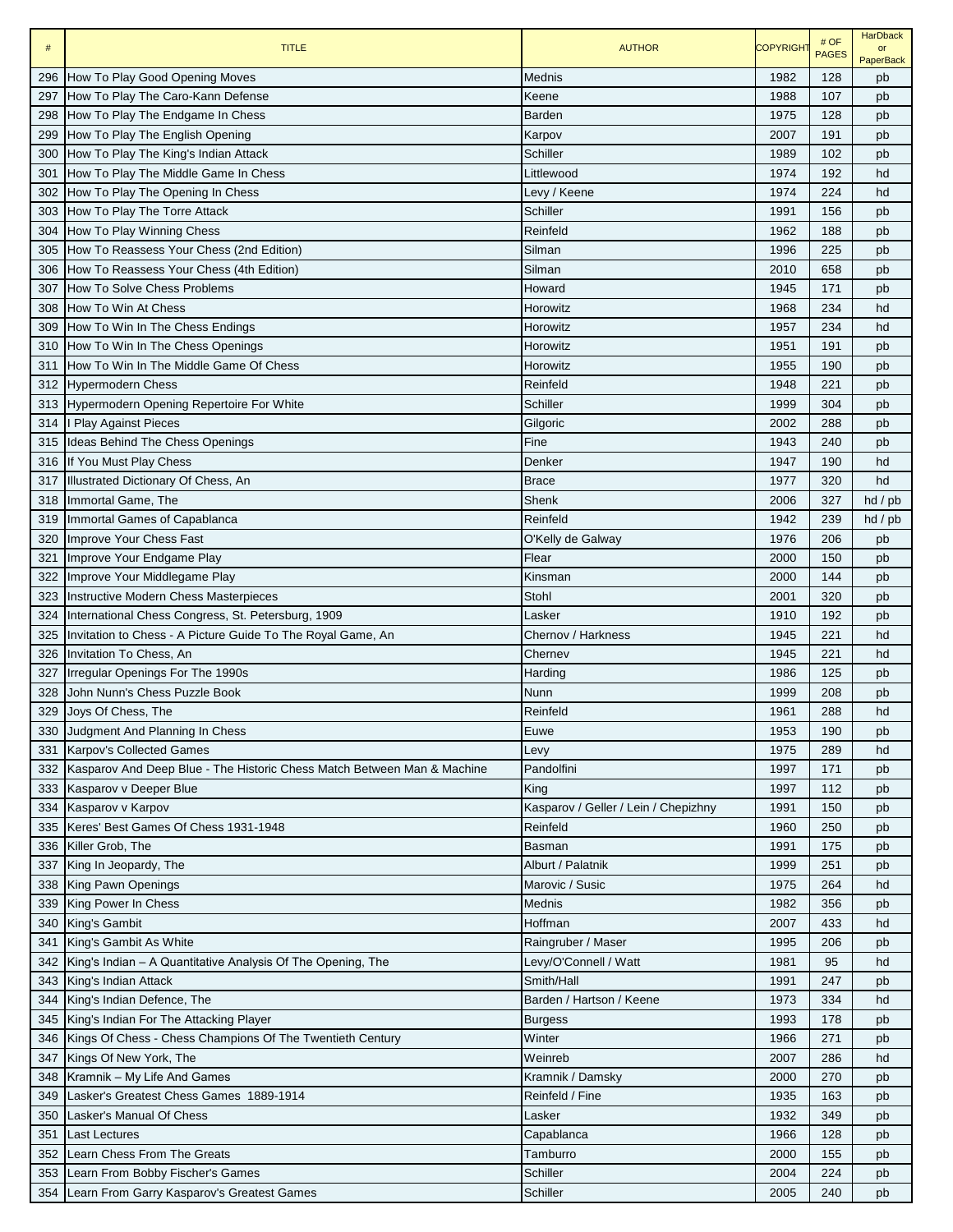| # | TITLE | AUTHOR | COPYRIGHT | # OF PAGES | HarDback or PaperBack |
|---|---|---|---|---|---|
| 296 | How To Play Good Opening Moves | Mednis | 1982 | 128 | pb |
| 297 | How To Play The Caro-Kann Defense | Keene | 1988 | 107 | pb |
| 298 | How To Play The Endgame In Chess | Barden | 1975 | 128 | pb |
| 299 | How To Play The English Opening | Karpov | 2007 | 191 | pb |
| 300 | How To Play The King's Indian Attack | Schiller | 1989 | 102 | pb |
| 301 | How To Play The Middle Game In Chess | Littlewood | 1974 | 192 | hd |
| 302 | How To Play The Opening In Chess | Levy / Keene | 1974 | 224 | hd |
| 303 | How To Play The Torre Attack | Schiller | 1991 | 156 | pb |
| 304 | How To Play Winning Chess | Reinfeld | 1962 | 188 | pb |
| 305 | How To Reassess Your Chess (2nd Edition) | Silman | 1996 | 225 | pb |
| 306 | How To Reassess Your Chess (4th Edition) | Silman | 2010 | 658 | pb |
| 307 | How To Solve Chess Problems | Howard | 1945 | 171 | pb |
| 308 | How To Win At Chess | Horowitz | 1968 | 234 | hd |
| 309 | How To Win In The Chess Endings | Horowitz | 1957 | 234 | hd |
| 310 | How To Win In The Chess Openings | Horowitz | 1951 | 191 | pb |
| 311 | How To Win In The Middle Game Of Chess | Horowitz | 1955 | 190 | pb |
| 312 | Hypermodern Chess | Reinfeld | 1948 | 221 | pb |
| 313 | Hypermodern Opening Repertoire For White | Schiller | 1999 | 304 | pb |
| 314 | I Play Against Pieces | Gilgoric | 2002 | 288 | pb |
| 315 | Ideas Behind The Chess Openings | Fine | 1943 | 240 | pb |
| 316 | If You Must Play Chess | Denker | 1947 | 190 | hd |
| 317 | Illustrated Dictionary Of Chess, An | Brace | 1977 | 320 | hd |
| 318 | Immortal Game, The | Shenk | 2006 | 327 | hd / pb |
| 319 | Immortal Games of Capablanca | Reinfeld | 1942 | 239 | hd / pb |
| 320 | Improve Your Chess Fast | O'Kelly de Galway | 1976 | 206 | pb |
| 321 | Improve Your Endgame Play | Flear | 2000 | 150 | pb |
| 322 | Improve Your Middlegame Play | Kinsman | 2000 | 144 | pb |
| 323 | Instructive Modern Chess Masterpieces | Stohl | 2001 | 320 | pb |
| 324 | International Chess Congress, St. Petersburg, 1909 | Lasker | 1910 | 192 | pb |
| 325 | Invitation to Chess - A Picture Guide To The Royal Game, An | Chernov / Harkness | 1945 | 221 | hd |
| 326 | Invitation To Chess, An | Chernev | 1945 | 221 | hd |
| 327 | Irregular Openings For The 1990s | Harding | 1986 | 125 | pb |
| 328 | John Nunn's Chess Puzzle Book | Nunn | 1999 | 208 | pb |
| 329 | Joys Of Chess, The | Reinfeld | 1961 | 288 | hd |
| 330 | Judgment And Planning In Chess | Euwe | 1953 | 190 | pb |
| 331 | Karpov's Collected Games | Levy | 1975 | 289 | hd |
| 332 | Kasparov And Deep Blue - The Historic Chess Match Between Man & Machine | Pandolfini | 1997 | 171 | pb |
| 333 | Kasparov v Deeper Blue | King | 1997 | 112 | pb |
| 334 | Kasparov v Karpov | Kasparov / Geller / Lein / Chepizhny | 1991 | 150 | pb |
| 335 | Keres' Best Games Of Chess 1931-1948 | Reinfeld | 1960 | 250 | pb |
| 336 | Killer Grob, The | Basman | 1991 | 175 | pb |
| 337 | King In Jeopardy, The | Alburt / Palatnik | 1999 | 251 | pb |
| 338 | King Pawn Openings | Marovic / Susic | 1975 | 264 | hd |
| 339 | King Power In Chess | Mednis | 1982 | 356 | pb |
| 340 | King's Gambit | Hoffman | 2007 | 433 | hd |
| 341 | King's Gambit As White | Raingruber / Maser | 1995 | 206 | pb |
| 342 | King's Indian – A Quantitative Analysis Of The Opening, The | Levy/O'Connell / Watt | 1981 | 95 | hd |
| 343 | King's Indian Attack | Smith/Hall | 1991 | 247 | pb |
| 344 | King's Indian Defence, The | Barden / Hartson / Keene | 1973 | 334 | hd |
| 345 | King's Indian For The Attacking Player | Burgess | 1993 | 178 | pb |
| 346 | Kings Of Chess - Chess Champions Of The Twentieth Century | Winter | 1966 | 271 | pb |
| 347 | Kings Of New York, The | Weinreb | 2007 | 286 | hd |
| 348 | Kramnik – My Life And Games | Kramnik / Damsky | 2000 | 270 | pb |
| 349 | Lasker's Greatest Chess Games 1889-1914 | Reinfeld / Fine | 1935 | 163 | pb |
| 350 | Lasker's Manual Of Chess | Lasker | 1932 | 349 | pb |
| 351 | Last Lectures | Capablanca | 1966 | 128 | pb |
| 352 | Learn Chess From The Greats | Tamburro | 2000 | 155 | pb |
| 353 | Learn From Bobby Fischer's Games | Schiller | 2004 | 224 | pb |
| 354 | Learn From Garry Kasparov's Greatest Games | Schiller | 2005 | 240 | pb |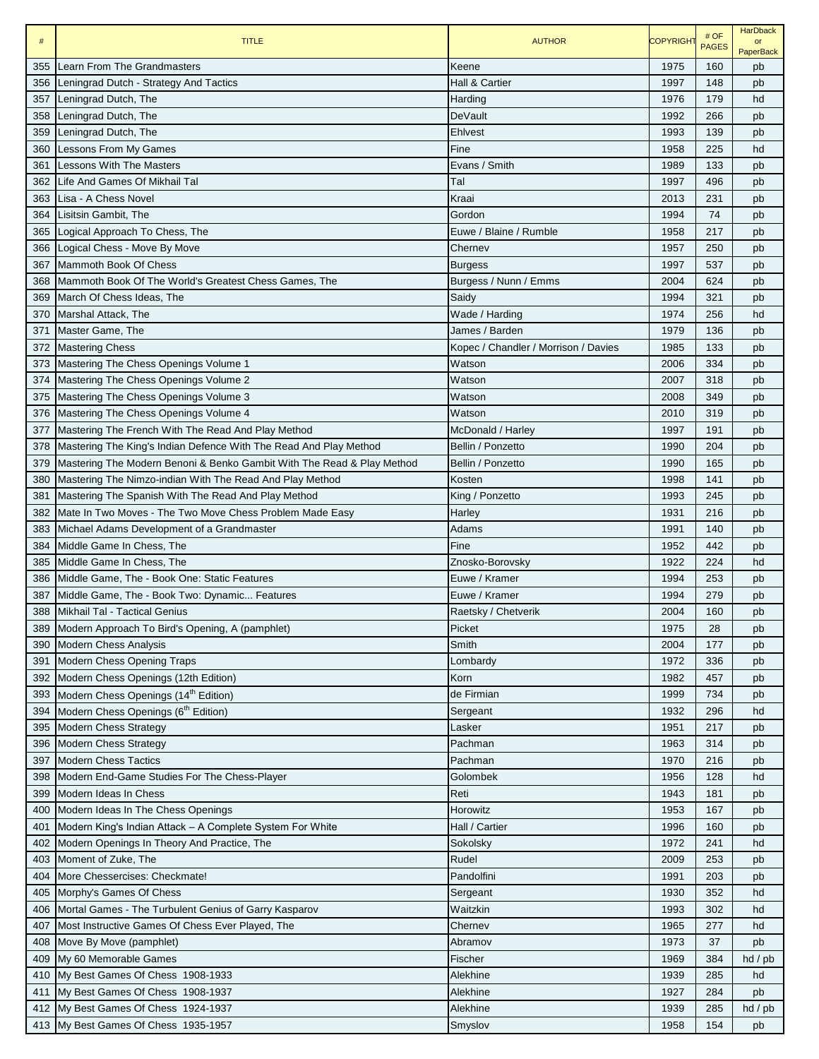| # | TITLE | AUTHOR | COPYRIGHT | # OF PAGES | HarDback or PaperBack |
|---|---|---|---|---|---|
| 355 | Learn From The Grandmasters | Keene | 1975 | 160 | pb |
| 356 | Leningrad Dutch - Strategy And Tactics | Hall & Cartier | 1997 | 148 | pb |
| 357 | Leningrad Dutch, The | Harding | 1976 | 179 | hd |
| 358 | Leningrad Dutch, The | DeVault | 1992 | 266 | pb |
| 359 | Leningrad Dutch, The | Ehlvest | 1993 | 139 | pb |
| 360 | Lessons From My Games | Fine | 1958 | 225 | hd |
| 361 | Lessons With The Masters | Evans / Smith | 1989 | 133 | pb |
| 362 | Life And Games Of Mikhail Tal | Tal | 1997 | 496 | pb |
| 363 | Lisa - A Chess Novel | Kraai | 2013 | 231 | pb |
| 364 | Lisitsin Gambit, The | Gordon | 1994 | 74 | pb |
| 365 | Logical Approach To Chess, The | Euwe / Blaine / Rumble | 1958 | 217 | pb |
| 366 | Logical Chess - Move By Move | Chernev | 1957 | 250 | pb |
| 367 | Mammoth Book Of Chess | Burgess | 1997 | 537 | pb |
| 368 | Mammoth Book Of The World's Greatest Chess Games, The | Burgess / Nunn / Emms | 2004 | 624 | pb |
| 369 | March Of Chess Ideas, The | Saidy | 1994 | 321 | pb |
| 370 | Marshal Attack, The | Wade / Harding | 1974 | 256 | hd |
| 371 | Master Game, The | James / Barden | 1979 | 136 | pb |
| 372 | Mastering Chess | Kopec / Chandler / Morrison / Davies | 1985 | 133 | pb |
| 373 | Mastering The Chess Openings Volume 1 | Watson | 2006 | 334 | pb |
| 374 | Mastering The Chess Openings Volume 2 | Watson | 2007 | 318 | pb |
| 375 | Mastering The Chess Openings Volume 3 | Watson | 2008 | 349 | pb |
| 376 | Mastering The Chess Openings Volume 4 | Watson | 2010 | 319 | pb |
| 377 | Mastering The French With The Read And Play Method | McDonald / Harley | 1997 | 191 | pb |
| 378 | Mastering The King's Indian Defence With The Read And Play Method | Bellin / Ponzetto | 1990 | 204 | pb |
| 379 | Mastering The Modern Benoni & Benko Gambit With The Read & Play Method | Bellin / Ponzetto | 1990 | 165 | pb |
| 380 | Mastering The Nimzo-indian With The Read And Play Method | Kosten | 1998 | 141 | pb |
| 381 | Mastering The Spanish With The Read And Play Method | King / Ponzetto | 1993 | 245 | pb |
| 382 | Mate In Two Moves - The Two Move Chess Problem Made Easy | Harley | 1931 | 216 | pb |
| 383 | Michael Adams Development of a Grandmaster | Adams | 1991 | 140 | pb |
| 384 | Middle Game In Chess, The | Fine | 1952 | 442 | pb |
| 385 | Middle Game In Chess, The | Znosko-Borovsky | 1922 | 224 | hd |
| 386 | Middle Game, The - Book One: Static Features | Euwe / Kramer | 1994 | 253 | pb |
| 387 | Middle Game, The - Book Two: Dynamic... Features | Euwe / Kramer | 1994 | 279 | pb |
| 388 | Mikhail Tal - Tactical Genius | Raetsky / Chetverik | 2004 | 160 | pb |
| 389 | Modern Approach To Bird's Opening, A (pamphlet) | Picket | 1975 | 28 | pb |
| 390 | Modern Chess Analysis | Smith | 2004 | 177 | pb |
| 391 | Modern Chess Opening Traps | Lombardy | 1972 | 336 | pb |
| 392 | Modern Chess Openings (12th Edition) | Korn | 1982 | 457 | pb |
| 393 | Modern Chess Openings (14th Edition) | de Firmian | 1999 | 734 | pb |
| 394 | Modern Chess Openings (6th Edition) | Sergeant | 1932 | 296 | hd |
| 395 | Modern Chess Strategy | Lasker | 1951 | 217 | pb |
| 396 | Modern Chess Strategy | Pachman | 1963 | 314 | pb |
| 397 | Modern Chess Tactics | Pachman | 1970 | 216 | pb |
| 398 | Modern End-Game Studies For The Chess-Player | Golombek | 1956 | 128 | hd |
| 399 | Modern Ideas In Chess | Reti | 1943 | 181 | pb |
| 400 | Modern Ideas In The Chess Openings | Horowitz | 1953 | 167 | pb |
| 401 | Modern King's Indian Attack – A Complete System For White | Hall / Cartier | 1996 | 160 | pb |
| 402 | Modern Openings In Theory And Practice, The | Sokolsky | 1972 | 241 | hd |
| 403 | Moment of Zuke, The | Rudel | 2009 | 253 | pb |
| 404 | More Chessercises: Checkmate! | Pandolfini | 1991 | 203 | pb |
| 405 | Morphy's Games Of Chess | Sergeant | 1930 | 352 | hd |
| 406 | Mortal Games - The Turbulent Genius of Garry Kasparov | Waitzkin | 1993 | 302 | hd |
| 407 | Most Instructive Games Of Chess Ever Played, The | Chernev | 1965 | 277 | hd |
| 408 | Move By Move (pamphlet) | Abramov | 1973 | 37 | pb |
| 409 | My 60 Memorable Games | Fischer | 1969 | 384 | hd / pb |
| 410 | My Best Games Of Chess 1908-1933 | Alekhine | 1939 | 285 | hd |
| 411 | My Best Games Of Chess 1908-1937 | Alekhine | 1927 | 284 | pb |
| 412 | My Best Games Of Chess 1924-1937 | Alekhine | 1939 | 285 | hd / pb |
| 413 | My Best Games Of Chess 1935-1957 | Smyslov | 1958 | 154 | pb |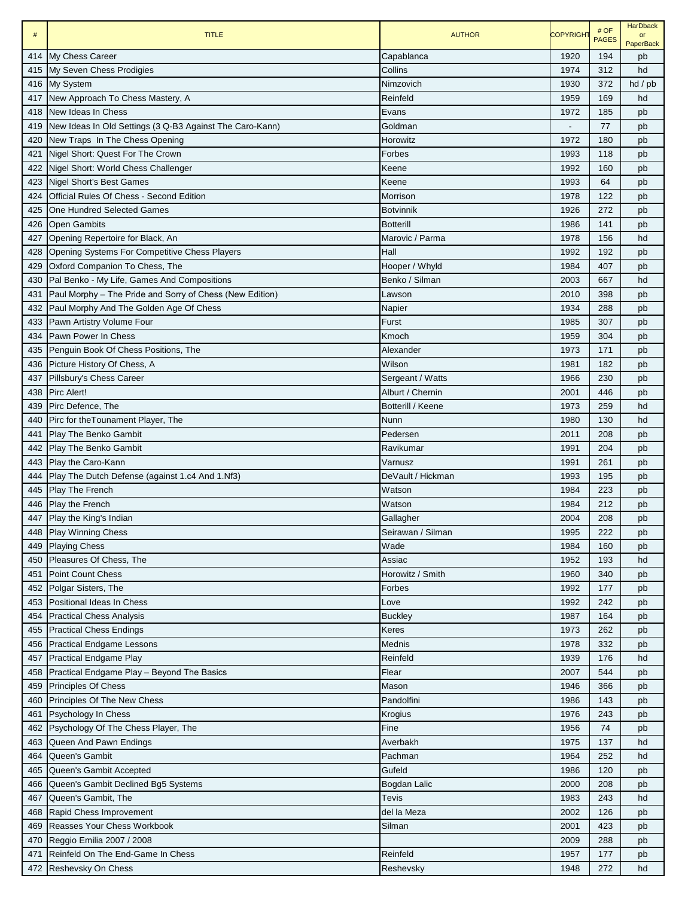| # | TITLE | AUTHOR | COPYRIGHT | # OF PAGES | HarDback or PaperBack |
|---|---|---|---|---|---|
| 414 | My Chess Career | Capablanca | 1920 | 194 | pb |
| 415 | My Seven Chess Prodigies | Collins | 1974 | 312 | hd |
| 416 | My System | Nimzovich | 1930 | 372 | hd / pb |
| 417 | New Approach To Chess Mastery, A | Reinfeld | 1959 | 169 | hd |
| 418 | New Ideas In Chess | Evans | 1972 | 185 | pb |
| 419 | New Ideas In Old Settings (3 Q-B3 Against The Caro-Kann) | Goldman | - | 77 | pb |
| 420 | New Traps In The Chess Opening | Horowitz | 1972 | 180 | pb |
| 421 | Nigel Short: Quest For The Crown | Forbes | 1993 | 118 | pb |
| 422 | Nigel Short: World Chess Challenger | Keene | 1992 | 160 | pb |
| 423 | Nigel Short's Best Games | Keene | 1993 | 64 | pb |
| 424 | Official Rules Of Chess - Second Edition | Morrison | 1978 | 122 | pb |
| 425 | One Hundred Selected Games | Botvinnik | 1926 | 272 | pb |
| 426 | Open Gambits | Botterill | 1986 | 141 | pb |
| 427 | Opening Repertoire for Black, An | Marovic / Parma | 1978 | 156 | hd |
| 428 | Opening Systems For Competitive Chess Players | Hall | 1992 | 192 | pb |
| 429 | Oxford Companion To Chess, The | Hooper / Whyld | 1984 | 407 | pb |
| 430 | Pal Benko - My Life, Games And Compositions | Benko / Silman | 2003 | 667 | hd |
| 431 | Paul Morphy – The Pride and Sorry of Chess (New Edition) | Lawson | 2010 | 398 | pb |
| 432 | Paul Morphy And The Golden Age Of Chess | Napier | 1934 | 288 | pb |
| 433 | Pawn Artistry Volume Four | Furst | 1985 | 307 | pb |
| 434 | Pawn Power In Chess | Kmoch | 1959 | 304 | pb |
| 435 | Penguin Book Of Chess Positions, The | Alexander | 1973 | 171 | pb |
| 436 | Picture History Of Chess, A | Wilson | 1981 | 182 | pb |
| 437 | Pillsbury's Chess Career | Sergeant / Watts | 1966 | 230 | pb |
| 438 | Pirc Alert! | Alburt / Chernin | 2001 | 446 | pb |
| 439 | Pirc Defence, The | Botterill / Keene | 1973 | 259 | hd |
| 440 | Pirc for theTounament Player, The | Nunn | 1980 | 130 | hd |
| 441 | Play The Benko Gambit | Pedersen | 2011 | 208 | pb |
| 442 | Play The Benko Gambit | Ravikumar | 1991 | 204 | pb |
| 443 | Play the Caro-Kann | Varnusz | 1991 | 261 | pb |
| 444 | Play The Dutch Defense (against 1.c4 And 1.Nf3) | DeVault / Hickman | 1993 | 195 | pb |
| 445 | Play The French | Watson | 1984 | 223 | pb |
| 446 | Play the French | Watson | 1984 | 212 | pb |
| 447 | Play the King's Indian | Gallagher | 2004 | 208 | pb |
| 448 | Play Winning Chess | Seirawan / Silman | 1995 | 222 | pb |
| 449 | Playing Chess | Wade | 1984 | 160 | pb |
| 450 | Pleasures Of Chess, The | Assiac | 1952 | 193 | hd |
| 451 | Point Count Chess | Horowitz / Smith | 1960 | 340 | pb |
| 452 | Polgar Sisters, The | Forbes | 1992 | 177 | pb |
| 453 | Positional Ideas In Chess | Love | 1992 | 242 | pb |
| 454 | Practical Chess Analysis | Buckley | 1987 | 164 | pb |
| 455 | Practical Chess Endings | Keres | 1973 | 262 | pb |
| 456 | Practical Endgame Lessons | Mednis | 1978 | 332 | pb |
| 457 | Practical Endgame Play | Reinfeld | 1939 | 176 | hd |
| 458 | Practical Endgame Play – Beyond The Basics | Flear | 2007 | 544 | pb |
| 459 | Principles Of Chess | Mason | 1946 | 366 | pb |
| 460 | Principles Of The New Chess | Pandolfini | 1986 | 143 | pb |
| 461 | Psychology In Chess | Krogius | 1976 | 243 | pb |
| 462 | Psychology Of The Chess Player, The | Fine | 1956 | 74 | pb |
| 463 | Queen And Pawn Endings | Averbakh | 1975 | 137 | hd |
| 464 | Queen's Gambit | Pachman | 1964 | 252 | hd |
| 465 | Queen's Gambit Accepted | Gufeld | 1986 | 120 | pb |
| 466 | Queen's Gambit Declined Bg5 Systems | Bogdan Lalic | 2000 | 208 | pb |
| 467 | Queen's Gambit, The | Tevis | 1983 | 243 | hd |
| 468 | Rapid Chess Improvement | del la Meza | 2002 | 126 | pb |
| 469 | Reasses Your Chess Workbook | Silman | 2001 | 423 | pb |
| 470 | Reggio Emilia 2007 / 2008 | | 2009 | 288 | pb |
| 471 | Reinfeld On The End-Game In Chess | Reinfeld | 1957 | 177 | pb |
| 472 | Reshevsky On Chess | Reshevsky | 1948 | 272 | hd |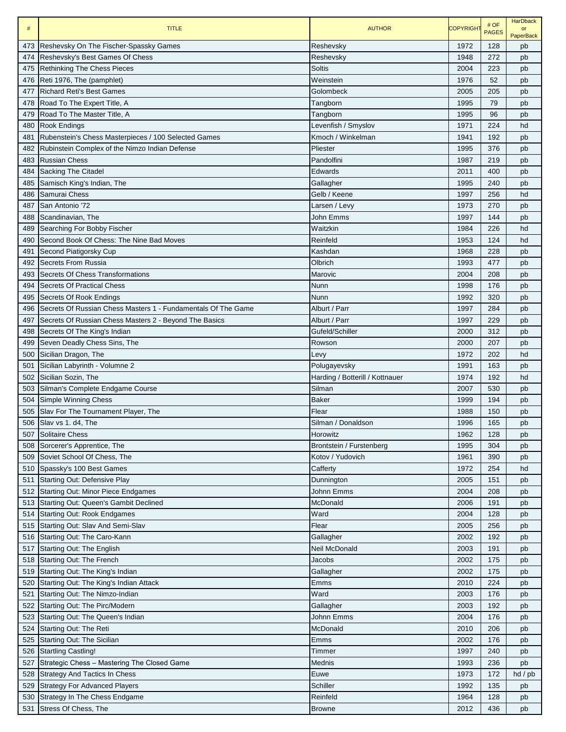| # | TITLE | AUTHOR | COPYRIGHT | # OF PAGES | HarDback or PaperBack |
|---|---|---|---|---|---|
| 473 | Reshevsky On The Fischer-Spassky Games | Reshevsky | 1972 | 128 | pb |
| 474 | Reshevsky's Best Games Of Chess | Reshevsky | 1948 | 272 | pb |
| 475 | Rethinking The Chess Pieces | Soltis | 2004 | 223 | pb |
| 476 | Reti 1976, The (pamphlet) | Weinstein | 1976 | 52 | pb |
| 477 | Richard Reti's Best Games | Golombeck | 2005 | 205 | pb |
| 478 | Road To The Expert Title, A | Tangborn | 1995 | 79 | pb |
| 479 | Road To The Master Title, A | Tangborn | 1995 | 96 | pb |
| 480 | Rook Endings | Levenfish / Smyslov | 1971 | 224 | hd |
| 481 | Rubenstein's Chess Masterpieces / 100 Selected Games | Kmoch / Winkelman | 1941 | 192 | pb |
| 482 | Rubinstein Complex of the Nimzo Indian Defense | Pliester | 1995 | 376 | pb |
| 483 | Russian Chess | Pandolfini | 1987 | 219 | pb |
| 484 | Sacking The Citadel | Edwards | 2011 | 400 | pb |
| 485 | Samisch King's Indian, The | Gallagher | 1995 | 240 | pb |
| 486 | Samurai Chess | Gelb / Keene | 1997 | 256 | hd |
| 487 | San Antonio '72 | Larsen / Levy | 1973 | 270 | pb |
| 488 | Scandinavian, The | John Emms | 1997 | 144 | pb |
| 489 | Searching For Bobby Fischer | Waitzkin | 1984 | 226 | hd |
| 490 | Second Book Of Chess: The Nine Bad Moves | Reinfeld | 1953 | 124 | hd |
| 491 | Second Piatigorsky Cup | Kashdan | 1968 | 228 | pb |
| 492 | Secrets From Russia | Olbrich | 1993 | 477 | pb |
| 493 | Secrets Of Chess Transformations | Marovic | 2004 | 208 | pb |
| 494 | Secrets Of Practical Chess | Nunn | 1998 | 176 | pb |
| 495 | Secrets Of Rook Endings | Nunn | 1992 | 320 | pb |
| 496 | Secrets Of Russian Chess Masters 1 - Fundamentals Of The Game | Alburt / Parr | 1997 | 284 | pb |
| 497 | Secrets Of Russian Chess Masters 2 - Beyond The Basics | Alburt / Parr | 1997 | 229 | pb |
| 498 | Secrets Of The King's Indian | Gufeld/Schiller | 2000 | 312 | pb |
| 499 | Seven Deadly Chess Sins, The | Rowson | 2000 | 207 | pb |
| 500 | Sicilian Dragon, The | Levy | 1972 | 202 | hd |
| 501 | Sicilian Labyrinth - Volumne 2 | Polugayevsky | 1991 | 163 | pb |
| 502 | Sicilian Sozin, The | Harding / Botterill / Kottnauer | 1974 | 192 | hd |
| 503 | Silman's Complete Endgame Course | Silman | 2007 | 530 | pb |
| 504 | Simple Winning Chess | Baker | 1999 | 194 | pb |
| 505 | Slav For The Tournament Player, The | Flear | 1988 | 150 | pb |
| 506 | Slav vs 1. d4, The | Silman / Donaldson | 1996 | 165 | pb |
| 507 | Solitaire Chess | Horowitz | 1962 | 128 | pb |
| 508 | Sorcerer's Apprentice, The | Brontstein / Furstenberg | 1995 | 304 | pb |
| 509 | Soviet School Of Chess, The | Kotov / Yudovich | 1961 | 390 | pb |
| 510 | Spassky's 100 Best Games | Cafferty | 1972 | 254 | hd |
| 511 | Starting Out: Defensive Play | Dunnington | 2005 | 151 | pb |
| 512 | Starting Out: Minor Piece Endgames | Johnn Emms | 2004 | 208 | pb |
| 513 | Starting Out: Queen's Gambit Declined | McDonald | 2006 | 191 | pb |
| 514 | Starting Out: Rook Endgames | Ward | 2004 | 128 | pb |
| 515 | Starting Out: Slav And Semi-Slav | Flear | 2005 | 256 | pb |
| 516 | Starting Out: The Caro-Kann | Gallagher | 2002 | 192 | pb |
| 517 | Starting Out: The English | Neil McDonald | 2003 | 191 | pb |
| 518 | Starting Out: The French | Jacobs | 2002 | 175 | pb |
| 519 | Starting Out: The King's Indian | Gallagher | 2002 | 175 | pb |
| 520 | Starting Out: The King's Indian Attack | Emms | 2010 | 224 | pb |
| 521 | Starting Out: The Nimzo-Indian | Ward | 2003 | 176 | pb |
| 522 | Starting Out: The Pirc/Modern | Gallagher | 2003 | 192 | pb |
| 523 | Starting Out: The Queen's Indian | Johnn Emms | 2004 | 176 | pb |
| 524 | Starting Out: The Reti | McDonald | 2010 | 206 | pb |
| 525 | Starting Out: The Sicilian | Emms | 2002 | 176 | pb |
| 526 | Startling Castling! | Timmer | 1997 | 240 | pb |
| 527 | Strategic Chess – Mastering The Closed Game | Mednis | 1993 | 236 | pb |
| 528 | Strategy And Tactics In Chess | Euwe | 1973 | 172 | hd / pb |
| 529 | Strategy For Advanced Players | Schiller | 1992 | 135 | pb |
| 530 | Strategy In The Chess Endgame | Reinfeld | 1964 | 128 | pb |
| 531 | Stress Of Chess, The | Browne | 2012 | 436 | pb |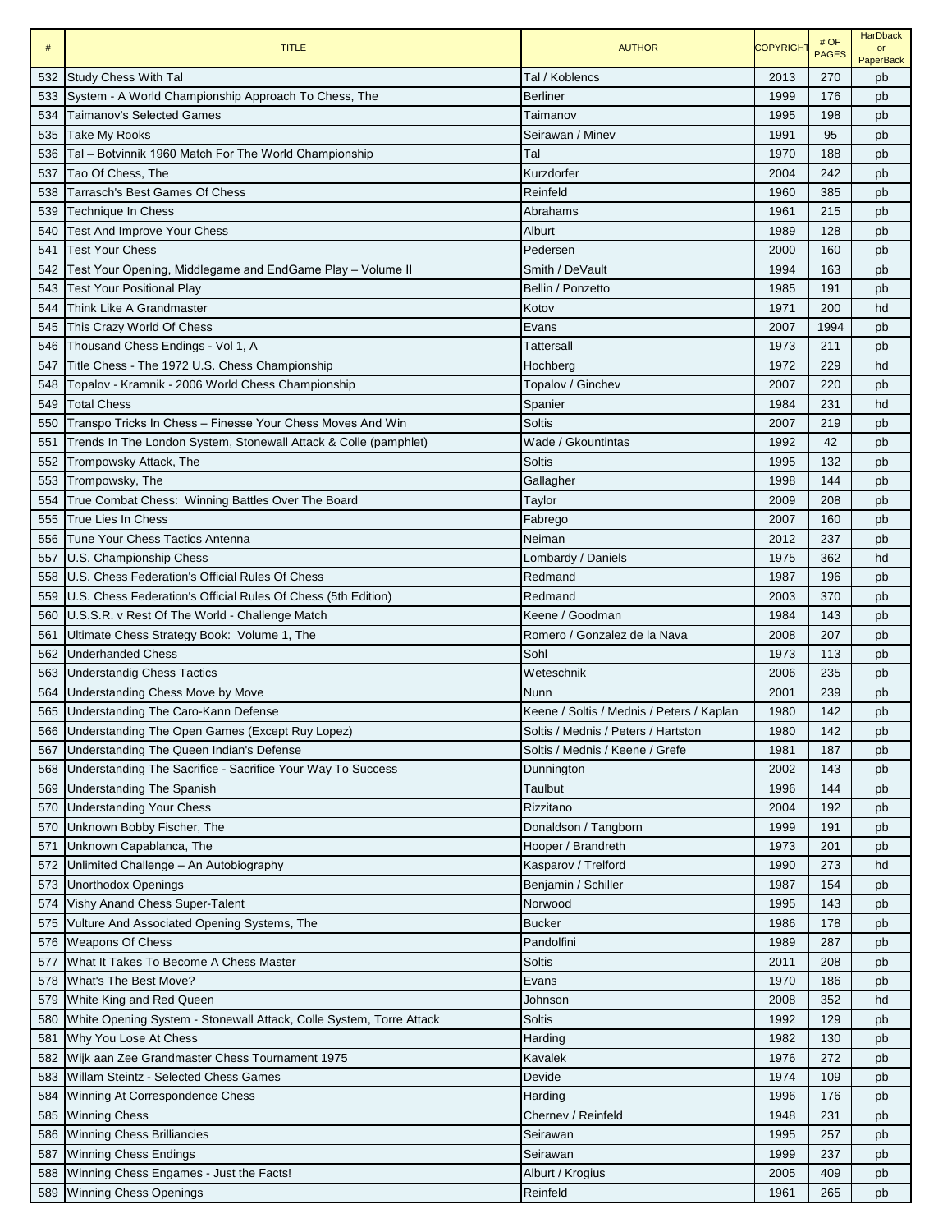| # | TITLE | AUTHOR | COPYRIGHT | # OF PAGES | HarDback or PaperBack |
|---|---|---|---|---|---|
| 532 | Study Chess With Tal | Tal / Koblencs | 2013 | 270 | pb |
| 533 | System - A World Championship Approach To Chess, The | Berliner | 1999 | 176 | pb |
| 534 | Taimanov's Selected Games | Taimanov | 1995 | 198 | pb |
| 535 | Take My Rooks | Seirawan / Minev | 1991 | 95 | pb |
| 536 | Tal – Botvinnik 1960 Match For The World Championship | Tal | 1970 | 188 | pb |
| 537 | Tao Of Chess, The | Kurzdorfer | 2004 | 242 | pb |
| 538 | Tarrasch's Best Games Of Chess | Reinfeld | 1960 | 385 | pb |
| 539 | Technique In Chess | Abrahams | 1961 | 215 | pb |
| 540 | Test And Improve Your Chess | Alburt | 1989 | 128 | pb |
| 541 | Test Your Chess | Pedersen | 2000 | 160 | pb |
| 542 | Test Your Opening, Middlegame and EndGame Play – Volume II | Smith / DeVault | 1994 | 163 | pb |
| 543 | Test Your Positional Play | Bellin / Ponzetto | 1985 | 191 | pb |
| 544 | Think Like A Grandmaster | Kotov | 1971 | 200 | hd |
| 545 | This Crazy World Of Chess | Evans | 2007 | 1994 | pb |
| 546 | Thousand Chess Endings - Vol 1, A | Tattersall | 1973 | 211 | pb |
| 547 | Title Chess - The 1972 U.S. Chess Championship | Hochberg | 1972 | 229 | hd |
| 548 | Topalov - Kramnik - 2006 World Chess Championship | Topalov / Ginchev | 2007 | 220 | pb |
| 549 | Total Chess | Spanier | 1984 | 231 | hd |
| 550 | Transpo Tricks In Chess – Finesse Your Chess Moves And Win | Soltis | 2007 | 219 | pb |
| 551 | Trends In The London System, Stonewall Attack & Colle (pamphlet) | Wade / Gkountintas | 1992 | 42 | pb |
| 552 | Trompowsky Attack, The | Soltis | 1995 | 132 | pb |
| 553 | Trompowsky, The | Gallagher | 1998 | 144 | pb |
| 554 | True Combat Chess: Winning Battles Over The Board | Taylor | 2009 | 208 | pb |
| 555 | True Lies In Chess | Fabrego | 2007 | 160 | pb |
| 556 | Tune Your Chess Tactics Antenna | Neiman | 2012 | 237 | pb |
| 557 | U.S. Championship Chess | Lombardy / Daniels | 1975 | 362 | hd |
| 558 | U.S. Chess Federation's Official Rules Of Chess | Redmand | 1987 | 196 | pb |
| 559 | U.S. Chess Federation's Official Rules Of Chess (5th Edition) | Redmand | 2003 | 370 | pb |
| 560 | U.S.S.R. v Rest Of The World - Challenge Match | Keene / Goodman | 1984 | 143 | pb |
| 561 | Ultimate Chess Strategy Book: Volume 1, The | Romero / Gonzalez de la Nava | 2008 | 207 | pb |
| 562 | Underhanded Chess | Sohl | 1973 | 113 | pb |
| 563 | Understandig Chess Tactics | Weteschnik | 2006 | 235 | pb |
| 564 | Understanding Chess Move by Move | Nunn | 2001 | 239 | pb |
| 565 | Understanding The Caro-Kann Defense | Keene / Soltis / Mednis / Peters / Kaplan | 1980 | 142 | pb |
| 566 | Understanding The Open Games (Except Ruy Lopez) | Soltis / Mednis / Peters / Hartston | 1980 | 142 | pb |
| 567 | Understanding The Queen Indian's Defense | Soltis / Mednis / Keene / Grefe | 1981 | 187 | pb |
| 568 | Understanding The Sacrifice - Sacrifice Your Way To Success | Dunnington | 2002 | 143 | pb |
| 569 | Understanding The Spanish | Taulbut | 1996 | 144 | pb |
| 570 | Understanding Your Chess | Rizzitano | 2004 | 192 | pb |
| 570 | Unknown Bobby Fischer, The | Donaldson / Tangborn | 1999 | 191 | pb |
| 571 | Unknown Capablanca, The | Hooper / Brandreth | 1973 | 201 | pb |
| 572 | Unlimited Challenge – An Autobiography | Kasparov / Trelford | 1990 | 273 | hd |
| 573 | Unorthodox Openings | Benjamin / Schiller | 1987 | 154 | pb |
| 574 | Vishy Anand Chess Super-Talent | Norwood | 1995 | 143 | pb |
| 575 | Vulture And Associated Opening Systems, The | Bucker | 1986 | 178 | pb |
| 576 | Weapons Of Chess | Pandolfini | 1989 | 287 | pb |
| 577 | What It Takes To Become A Chess Master | Soltis | 2011 | 208 | pb |
| 578 | What's The Best Move? | Evans | 1970 | 186 | pb |
| 579 | White King and Red Queen | Johnson | 2008 | 352 | hd |
| 580 | White Opening System - Stonewall Attack, Colle System, Torre Attack | Soltis | 1992 | 129 | pb |
| 581 | Why You Lose At Chess | Harding | 1982 | 130 | pb |
| 582 | Wijk aan Zee Grandmaster Chess Tournament 1975 | Kavalek | 1976 | 272 | pb |
| 583 | Willam Steintz - Selected Chess Games | Devide | 1974 | 109 | pb |
| 584 | Winning At Correspondence Chess | Harding | 1996 | 176 | pb |
| 585 | Winning Chess | Chernev / Reinfeld | 1948 | 231 | pb |
| 586 | Winning Chess Brilliancies | Seirawan | 1995 | 257 | pb |
| 587 | Winning Chess Endings | Seirawan | 1999 | 237 | pb |
| 588 | Winning Chess Engames - Just the Facts! | Alburt / Krogius | 2005 | 409 | pb |
| 589 | Winning Chess Openings | Reinfeld | 1961 | 265 | pb |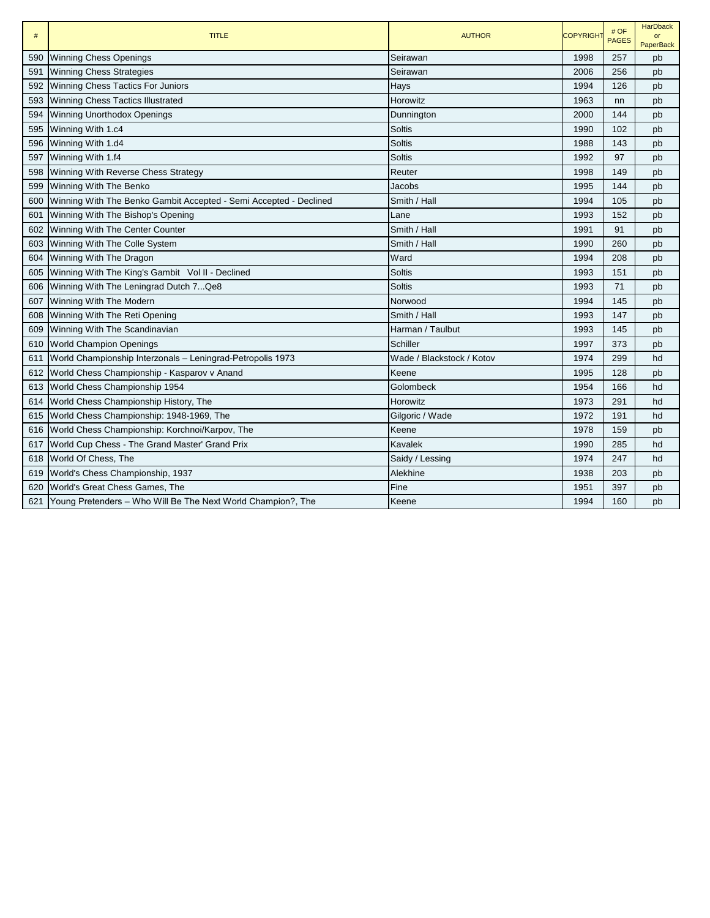| # | TITLE | AUTHOR | COPYRIGHT | # OF PAGES | HarDback or PaperBack |
|---|---|---|---|---|---|
| 590 | Winning Chess Openings | Seirawan | 1998 | 257 | pb |
| 591 | Winning Chess Strategies | Seirawan | 2006 | 256 | pb |
| 592 | Winning Chess Tactics For Juniors | Hays | 1994 | 126 | pb |
| 593 | Winning Chess Tactics Illustrated | Horowitz | 1963 | nn | pb |
| 594 | Winning Unorthodox Openings | Dunnington | 2000 | 144 | pb |
| 595 | Winning With 1.c4 | Soltis | 1990 | 102 | pb |
| 596 | Winning With 1.d4 | Soltis | 1988 | 143 | pb |
| 597 | Winning With 1.f4 | Soltis | 1992 | 97 | pb |
| 598 | Winning With Reverse Chess Strategy | Reuter | 1998 | 149 | pb |
| 599 | Winning With The Benko | Jacobs | 1995 | 144 | pb |
| 600 | Winning With The Benko Gambit Accepted - Semi Accepted - Declined | Smith / Hall | 1994 | 105 | pb |
| 601 | Winning With The Bishop's Opening | Lane | 1993 | 152 | pb |
| 602 | Winning With The Center Counter | Smith / Hall | 1991 | 91 | pb |
| 603 | Winning With The Colle System | Smith / Hall | 1990 | 260 | pb |
| 604 | Winning With The Dragon | Ward | 1994 | 208 | pb |
| 605 | Winning With The King's Gambit Vol II - Declined | Soltis | 1993 | 151 | pb |
| 606 | Winning With The Leningrad Dutch 7...Qe8 | Soltis | 1993 | 71 | pb |
| 607 | Winning With The Modern | Norwood | 1994 | 145 | pb |
| 608 | Winning With The Reti Opening | Smith / Hall | 1993 | 147 | pb |
| 609 | Winning With The Scandinavian | Harman / Taulbut | 1993 | 145 | pb |
| 610 | World Champion Openings | Schiller | 1997 | 373 | pb |
| 611 | World Championship Interzonals – Leningrad-Petropolis 1973 | Wade / Blackstock / Kotov | 1974 | 299 | hd |
| 612 | World Chess Championship - Kasparov v Anand | Keene | 1995 | 128 | pb |
| 613 | World Chess Championship 1954 | Golombeck | 1954 | 166 | hd |
| 614 | World Chess Championship History, The | Horowitz | 1973 | 291 | hd |
| 615 | World Chess Championship: 1948-1969, The | Gilgoric / Wade | 1972 | 191 | hd |
| 616 | World Chess Championship: Korchnoi/Karpov, The | Keene | 1978 | 159 | pb |
| 617 | World Cup Chess - The Grand Master' Grand Prix | Kavalek | 1990 | 285 | hd |
| 618 | World Of Chess, The | Saidy / Lessing | 1974 | 247 | hd |
| 619 | World's Chess Championship, 1937 | Alekhine | 1938 | 203 | pb |
| 620 | World's Great Chess Games, The | Fine | 1951 | 397 | pb |
| 621 | Young Pretenders – Who Will Be The Next World Champion?, The | Keene | 1994 | 160 | pb |